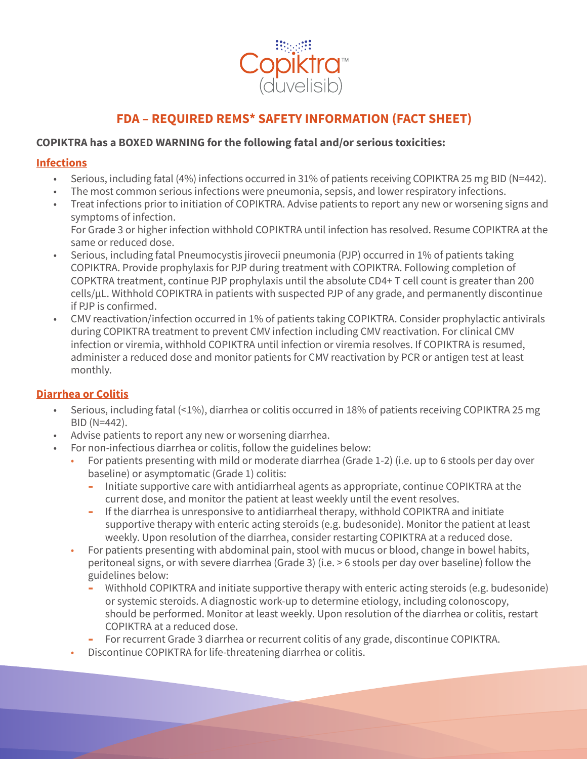Copiktra™ (duvelisib)

# FDA – REQUIRED REMS* SAFETY INFORMATION (FACT SHEET)

**COPIKTRA has a BOXED WARNING for the following fatal and/or serious toxicities:**

## Infections

- Serious, including fatal (4%) infections occurred in 31% of patients receiving COPIKTRA 25 mg BID (N=442).
- The most common serious infections were pneumonia, sepsis, and lower respiratory infections.
- Treat infections prior to initiation of COPIKTRA. Advise patients to report any new or worsening signs and symptoms of infection.
  For Grade 3 or higher infection withhold COPIKTRA until infection has resolved. Resume COPIKTRA at the same or reduced dose.
- Serious, including fatal Pneumocystis jirovecii pneumonia (PJP) occurred in 1% of patients taking COPIKTRA. Provide prophylaxis for PJP during treatment with COPIKTRA. Following completion of COPKTRA treatment, continue PJP prophylaxis until the absolute CD4+ T cell count is greater than 200 cells/µL. Withhold COPIKTRA in patients with suspected PJP of any grade, and permanently discontinue if PJP is confirmed.
- CMV reactivation/infection occurred in 1% of patients taking COPIKTRA. Consider prophylactic antivirals during COPIKTRA treatment to prevent CMV infection including CMV reactivation. For clinical CMV infection or viremia, withhold COPIKTRA until infection or viremia resolves. If COPIKTRA is resumed, administer a reduced dose and monitor patients for CMV reactivation by PCR or antigen test at least monthly.

## Diarrhea or Colitis

- Serious, including fatal (<1%), diarrhea or colitis occurred in 18% of patients receiving COPIKTRA 25 mg BID (N=442).
- Advise patients to report any new or worsening diarrhea.
- For non-infectious diarrhea or colitis, follow the guidelines below:
  - For patients presenting with mild or moderate diarrhea (Grade 1-2) (i.e. up to 6 stools per day over baseline) or asymptomatic (Grade 1) colitis:
    - Initiate supportive care with antidiarrheal agents as appropriate, continue COPIKTRA at the current dose, and monitor the patient at least weekly until the event resolves.
    - If the diarrhea is unresponsive to antidiarrheal therapy, withhold COPIKTRA and initiate supportive therapy with enteric acting steroids (e.g. budesonide). Monitor the patient at least weekly. Upon resolution of the diarrhea, consider restarting COPIKTRA at a reduced dose.
  - For patients presenting with abdominal pain, stool with mucus or blood, change in bowel habits, peritoneal signs, or with severe diarrhea (Grade 3) (i.e. > 6 stools per day over baseline) follow the guidelines below:
    - Withhold COPIKTRA and initiate supportive therapy with enteric acting steroids (e.g. budesonide) or systemic steroids. A diagnostic work-up to determine etiology, including colonoscopy, should be performed. Monitor at least weekly. Upon resolution of the diarrhea or colitis, restart COPIKTRA at a reduced dose.
    - For recurrent Grade 3 diarrhea or recurrent colitis of any grade, discontinue COPIKTRA.
  - Discontinue COPIKTRA for life-threatening diarrhea or colitis.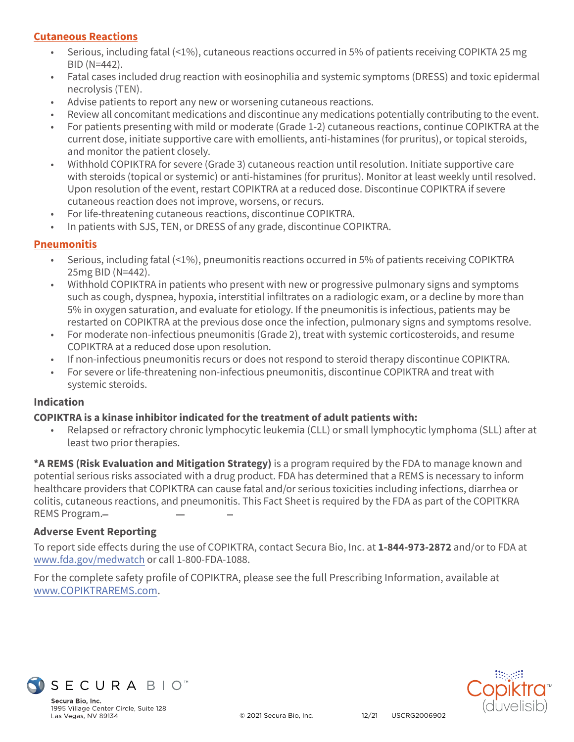## Cutaneous Reactions

- Serious, including fatal (<1%), cutaneous reactions occurred in 5% of patients receiving COPIKTA 25 mg BID (N=442).
- Fatal cases included drug reaction with eosinophilia and systemic symptoms (DRESS) and toxic epidermal necrolysis (TEN).
- Advise patients to report any new or worsening cutaneous reactions.
- Review all concomitant medications and discontinue any medications potentially contributing to the event.
- For patients presenting with mild or moderate (Grade 1-2) cutaneous reactions, continue COPIKTRA at the current dose, initiate supportive care with emollients, anti-histamines (for pruritus), or topical steroids, and monitor the patient closely.
- Withhold COPIKTRA for severe (Grade 3) cutaneous reaction until resolution. Initiate supportive care with steroids (topical or systemic) or anti-histamines (for pruritus). Monitor at least weekly until resolved. Upon resolution of the event, restart COPIKTRA at a reduced dose. Discontinue COPIKTRA if severe cutaneous reaction does not improve, worsens, or recurs.
- For life-threatening cutaneous reactions, discontinue COPIKTRA.
- In patients with SJS, TEN, or DRESS of any grade, discontinue COPIKTRA.

## Pneumonitis

- Serious, including fatal (<1%), pneumonitis reactions occurred in 5% of patients receiving COPIKTRA 25mg BID (N=442).
- Withhold COPIKTRA in patients who present with new or progressive pulmonary signs and symptoms such as cough, dyspnea, hypoxia, interstitial infiltrates on a radiologic exam, or a decline by more than 5% in oxygen saturation, and evaluate for etiology. If the pneumonitis is infectious, patients may be restarted on COPIKTRA at the previous dose once the infection, pulmonary signs and symptoms resolve.
- For moderate non-infectious pneumonitis (Grade 2), treat with systemic corticosteroids, and resume COPIKTRA at a reduced dose upon resolution.
- If non-infectious pneumonitis recurs or does not respond to steroid therapy discontinue COPIKTRA.
- For severe or life-threatening non-infectious pneumonitis, discontinue COPIKTRA and treat with systemic steroids.

### Indication

**COPIKTRA is a kinase inhibitor indicated for the treatment of adult patients with:**

- Relapsed or refractory chronic lymphocytic leukemia (CLL) or small lymphocytic lymphoma (SLL) after at least two prior therapies.

***A REMS (Risk Evaluation and Mitigation Strategy)** is a program required by the FDA to manage known and potential serious risks associated with a drug product. FDA has determined that a REMS is necessary to inform healthcare providers that COPIKTRA can cause fatal and/or serious toxicities including infections, diarrhea or colitis, cutaneous reactions, and pneumonitis. This Fact Sheet is required by the FDA as part of the COPITKRA REMS Program.

### Adverse Event Reporting

To report side effects during the use of COPIKTRA, contact Secura Bio, Inc. at **1-844-973-2872** and/or to FDA at www.fda.gov/medwatch or call 1-800-FDA-1088.

For the complete safety profile of COPIKTRA, please see the full Prescribing Information, available at www.COPIKTRAREMS.com.

SECURA BIO™

Secura Bio, Inc.
1995 Village Center Circle, Suite 128
Las Vegas, NV 89134

© 2021 Secura Bio, Inc. 12/21 USCRG2006902

Copiktra™ (duvelisib)